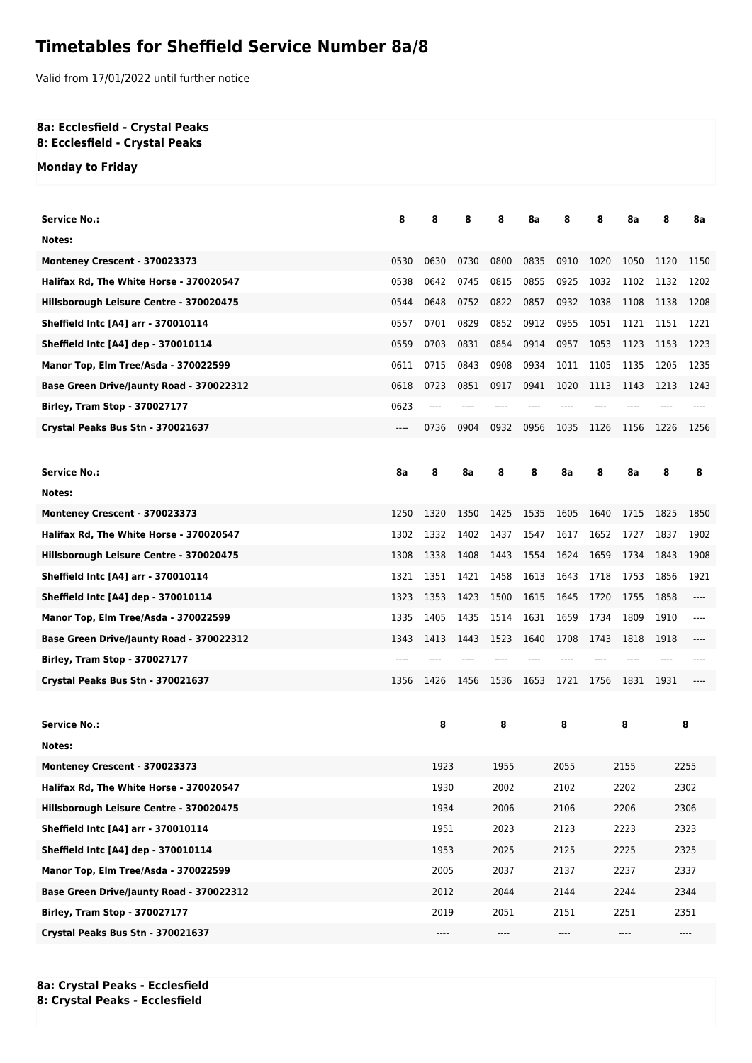# Timetables for Sheffield Service Number 8a/8

Valid from 17/01/2022 until further notice

**8a: Ecclesfield - Crystal Peaks**
**8: Ecclesfield - Crystal Peaks**

**Monday to Friday**

| Service No.: | 8 | 8 | 8 | 8 | 8a | 8 | 8 | 8a | 8 | 8a |
|---|---|---|---|---|---|---|---|---|---|---|
| Notes: | | | | | | | | | | |
| Monteney Crescent - 370023373 | 0530 | 0630 | 0730 | 0800 | 0835 | 0910 | 1020 | 1050 | 1120 | 1150 |
| Halifax Rd, The White Horse - 370020547 | 0538 | 0642 | 0745 | 0815 | 0855 | 0925 | 1032 | 1102 | 1132 | 1202 |
| Hillsborough Leisure Centre - 370020475 | 0544 | 0648 | 0752 | 0822 | 0857 | 0932 | 1038 | 1108 | 1138 | 1208 |
| Sheffield Intc [A4] arr - 370010114 | 0557 | 0701 | 0829 | 0852 | 0912 | 0955 | 1051 | 1121 | 1151 | 1221 |
| Sheffield Intc [A4] dep - 370010114 | 0559 | 0703 | 0831 | 0854 | 0914 | 0957 | 1053 | 1123 | 1153 | 1223 |
| Manor Top, Elm Tree/Asda - 370022599 | 0611 | 0715 | 0843 | 0908 | 0934 | 1011 | 1105 | 1135 | 1205 | 1235 |
| Base Green Drive/Jaunty Road - 370022312 | 0618 | 0723 | 0851 | 0917 | 0941 | 1020 | 1113 | 1143 | 1213 | 1243 |
| Birley, Tram Stop - 370027177 | 0623 | ---- | ---- | ---- | ---- | ---- | ---- | ---- | ---- | ---- |
| Crystal Peaks Bus Stn - 370021637 | ---- | 0736 | 0904 | 0932 | 0956 | 1035 | 1126 | 1156 | 1226 | 1256 |

| Service No.: | 8a | 8 | 8a | 8 | 8 | 8a | 8 | 8a | 8 | 8 |
|---|---|---|---|---|---|---|---|---|---|---|
| Notes: | | | | | | | | | | |
| Monteney Crescent - 370023373 | 1250 | 1320 | 1350 | 1425 | 1535 | 1605 | 1640 | 1715 | 1825 | 1850 |
| Halifax Rd, The White Horse - 370020547 | 1302 | 1332 | 1402 | 1437 | 1547 | 1617 | 1652 | 1727 | 1837 | 1902 |
| Hillsborough Leisure Centre - 370020475 | 1308 | 1338 | 1408 | 1443 | 1554 | 1624 | 1659 | 1734 | 1843 | 1908 |
| Sheffield Intc [A4] arr - 370010114 | 1321 | 1351 | 1421 | 1458 | 1613 | 1643 | 1718 | 1753 | 1856 | 1921 |
| Sheffield Intc [A4] dep - 370010114 | 1323 | 1353 | 1423 | 1500 | 1615 | 1645 | 1720 | 1755 | 1858 | ---- |
| Manor Top, Elm Tree/Asda - 370022599 | 1335 | 1405 | 1435 | 1514 | 1631 | 1659 | 1734 | 1809 | 1910 | ---- |
| Base Green Drive/Jaunty Road - 370022312 | 1343 | 1413 | 1443 | 1523 | 1640 | 1708 | 1743 | 1818 | 1918 | ---- |
| Birley, Tram Stop - 370027177 | ---- | ---- | ---- | ---- | ---- | ---- | ---- | ---- | ---- | ---- |
| Crystal Peaks Bus Stn - 370021637 | 1356 | 1426 | 1456 | 1536 | 1653 | 1721 | 1756 | 1831 | 1931 | ---- |

| Service No.: | 8 | 8 | 8 | 8 | 8 |
|---|---|---|---|---|---|
| Notes: | | | | | |
| Monteney Crescent - 370023373 | 1923 | 1955 | 2055 | 2155 | 2255 |
| Halifax Rd, The White Horse - 370020547 | 1930 | 2002 | 2102 | 2202 | 2302 |
| Hillsborough Leisure Centre - 370020475 | 1934 | 2006 | 2106 | 2206 | 2306 |
| Sheffield Intc [A4] arr - 370010114 | 1951 | 2023 | 2123 | 2223 | 2323 |
| Sheffield Intc [A4] dep - 370010114 | 1953 | 2025 | 2125 | 2225 | 2325 |
| Manor Top, Elm Tree/Asda - 370022599 | 2005 | 2037 | 2137 | 2237 | 2337 |
| Base Green Drive/Jaunty Road - 370022312 | 2012 | 2044 | 2144 | 2244 | 2344 |
| Birley, Tram Stop - 370027177 | 2019 | 2051 | 2151 | 2251 | 2351 |
| Crystal Peaks Bus Stn - 370021637 | ---- | ---- | ---- | ---- | ---- |

**8a: Crystal Peaks - Ecclesfield**
**8: Crystal Peaks - Ecclesfield**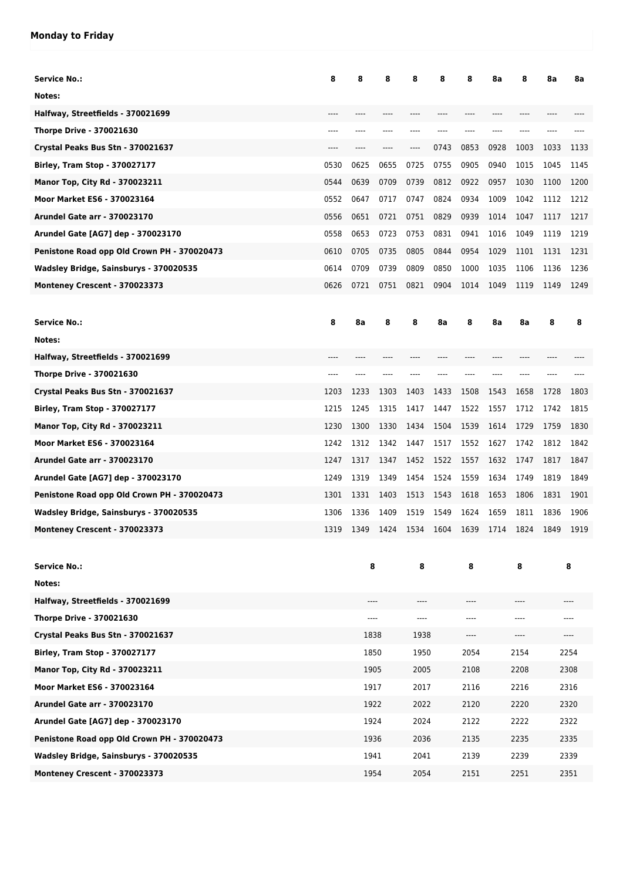## Monday to Friday

| Service No.: | 8 | 8 | 8 | 8 | 8 | 8 | 8a | 8 | 8a | 8a |
|---|---|---|---|---|---|---|---|---|---|---|
| Notes: | | | | | | | | | | |
| Halfway, Streetfields - 370021699 | ---- | ---- | ---- | ---- | ---- | ---- | ---- | ---- | ---- | ---- |
| Thorpe Drive - 370021630 | ---- | ---- | ---- | ---- | ---- | ---- | ---- | ---- | ---- | ---- |
| Crystal Peaks Bus Stn - 370021637 | ---- | ---- | ---- | ---- | 0743 | 0853 | 0928 | 1003 | 1033 | 1133 |
| Birley, Tram Stop - 370027177 | 0530 | 0625 | 0655 | 0725 | 0755 | 0905 | 0940 | 1015 | 1045 | 1145 |
| Manor Top, City Rd - 370023211 | 0544 | 0639 | 0709 | 0739 | 0812 | 0922 | 0957 | 1030 | 1100 | 1200 |
| Moor Market ES6 - 370023164 | 0552 | 0647 | 0717 | 0747 | 0824 | 0934 | 1009 | 1042 | 1112 | 1212 |
| Arundel Gate arr - 370023170 | 0556 | 0651 | 0721 | 0751 | 0829 | 0939 | 1014 | 1047 | 1117 | 1217 |
| Arundel Gate [AG7] dep - 370023170 | 0558 | 0653 | 0723 | 0753 | 0831 | 0941 | 1016 | 1049 | 1119 | 1219 |
| Penistone Road opp Old Crown PH - 370020473 | 0610 | 0705 | 0735 | 0805 | 0844 | 0954 | 1029 | 1101 | 1131 | 1231 |
| Wadsley Bridge, Sainsburys - 370020535 | 0614 | 0709 | 0739 | 0809 | 0850 | 1000 | 1035 | 1106 | 1136 | 1236 |
| Monteney Crescent - 370023373 | 0626 | 0721 | 0751 | 0821 | 0904 | 1014 | 1049 | 1119 | 1149 | 1249 |

| Service No.: | 8 | 8a | 8 | 8 | 8a | 8 | 8a | 8a | 8 | 8 |
|---|---|---|---|---|---|---|---|---|---|---|
| Notes: | | | | | | | | | | |
| Halfway, Streetfields - 370021699 | ---- | ---- | ---- | ---- | ---- | ---- | ---- | ---- | ---- | ---- |
| Thorpe Drive - 370021630 | ---- | ---- | ---- | ---- | ---- | ---- | ---- | ---- | ---- | ---- |
| Crystal Peaks Bus Stn - 370021637 | 1203 | 1233 | 1303 | 1403 | 1433 | 1508 | 1543 | 1658 | 1728 | 1803 |
| Birley, Tram Stop - 370027177 | 1215 | 1245 | 1315 | 1417 | 1447 | 1522 | 1557 | 1712 | 1742 | 1815 |
| Manor Top, City Rd - 370023211 | 1230 | 1300 | 1330 | 1434 | 1504 | 1539 | 1614 | 1729 | 1759 | 1830 |
| Moor Market ES6 - 370023164 | 1242 | 1312 | 1342 | 1447 | 1517 | 1552 | 1627 | 1742 | 1812 | 1842 |
| Arundel Gate arr - 370023170 | 1247 | 1317 | 1347 | 1452 | 1522 | 1557 | 1632 | 1747 | 1817 | 1847 |
| Arundel Gate [AG7] dep - 370023170 | 1249 | 1319 | 1349 | 1454 | 1524 | 1559 | 1634 | 1749 | 1819 | 1849 |
| Penistone Road opp Old Crown PH - 370020473 | 1301 | 1331 | 1403 | 1513 | 1543 | 1618 | 1653 | 1806 | 1831 | 1901 |
| Wadsley Bridge, Sainsburys - 370020535 | 1306 | 1336 | 1409 | 1519 | 1549 | 1624 | 1659 | 1811 | 1836 | 1906 |
| Monteney Crescent - 370023373 | 1319 | 1349 | 1424 | 1534 | 1604 | 1639 | 1714 | 1824 | 1849 | 1919 |

| Service No.: | 8 | 8 | 8 | 8 | 8 |
|---|---|---|---|---|---|
| Notes: | | | | | |
| Halfway, Streetfields - 370021699 | ---- | ---- | ---- | ---- | ---- |
| Thorpe Drive - 370021630 | ---- | ---- | ---- | ---- | ---- |
| Crystal Peaks Bus Stn - 370021637 | 1838 | 1938 | ---- | ---- | ---- |
| Birley, Tram Stop - 370027177 | 1850 | 1950 | 2054 | 2154 | 2254 |
| Manor Top, City Rd - 370023211 | 1905 | 2005 | 2108 | 2208 | 2308 |
| Moor Market ES6 - 370023164 | 1917 | 2017 | 2116 | 2216 | 2316 |
| Arundel Gate arr - 370023170 | 1922 | 2022 | 2120 | 2220 | 2320 |
| Arundel Gate [AG7] dep - 370023170 | 1924 | 2024 | 2122 | 2222 | 2322 |
| Penistone Road opp Old Crown PH - 370020473 | 1936 | 2036 | 2135 | 2235 | 2335 |
| Wadsley Bridge, Sainsburys - 370020535 | 1941 | 2041 | 2139 | 2239 | 2339 |
| Monteney Crescent - 370023373 | 1954 | 2054 | 2151 | 2251 | 2351 |